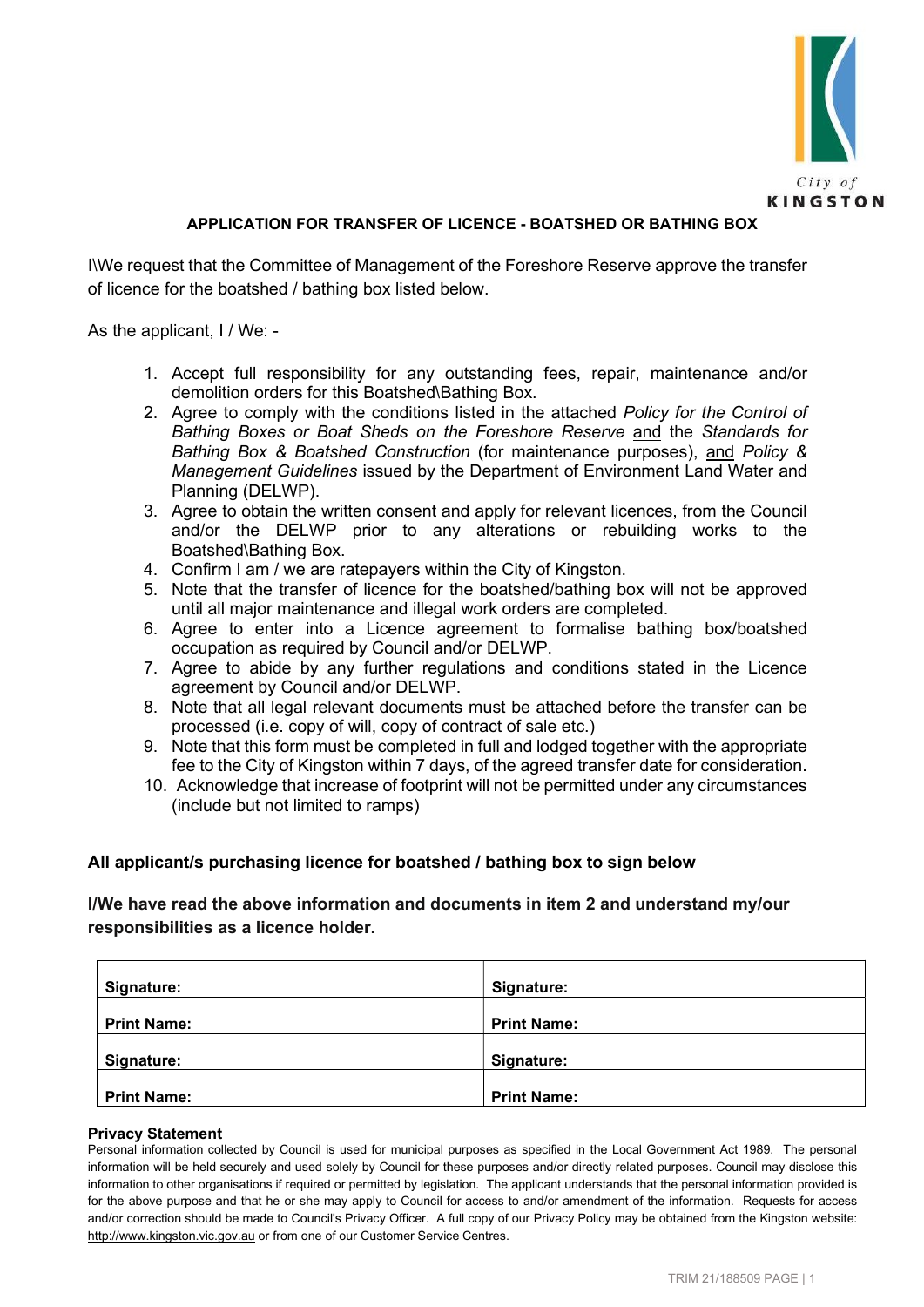City of KINGSTON

## APPLICATION FOR TRANSFER OF LICENCE - BOATSHED OR BATHING BOX

I\We request that the Committee of Management of the Foreshore Reserve approve the transfer of licence for the boatshed / bathing box listed below.

As the applicant, I / We: -

1. Accept full responsibility for any outstanding fees, repair, maintenance and/or demolition orders for this Boatshed\Bathing Box.
2. Agree to comply with the conditions listed in the attached *Policy for the Control of Bathing Boxes or Boat Sheds on the Foreshore Reserve* <u>and</u> the *Standards for Bathing Box & Boatshed Construction* (for maintenance purposes), <u>and</u> *Policy & Management Guidelines* issued by the Department of Environment Land Water and Planning (DELWP).
3. Agree to obtain the written consent and apply for relevant licences, from the Council and/or the DELWP prior to any alterations or rebuilding works to the Boatshed\Bathing Box.
4. Confirm I am / we are ratepayers within the City of Kingston.
5. Note that the transfer of licence for the boatshed/bathing box will not be approved until all major maintenance and illegal work orders are completed.
6. Agree to enter into a Licence agreement to formalise bathing box/boatshed occupation as required by Council and/or DELWP.
7. Agree to abide by any further regulations and conditions stated in the Licence agreement by Council and/or DELWP.
8. Note that all legal relevant documents must be attached before the transfer can be processed (i.e. copy of will, copy of contract of sale etc.)
9. Note that this form must be completed in full and lodged together with the appropriate fee to the City of Kingston within 7 days, of the agreed transfer date for consideration.
10. Acknowledge that increase of footprint will not be permitted under any circumstances (include but not limited to ramps)

**All applicant/s purchasing licence for boatshed / bathing box to sign below**

**I/We have read the above information and documents in item 2 and understand my/our responsibilities as a licence holder.**

| | |
|---|---|
| **Signature:** | **Signature:** |
| **Print Name:** | **Print Name:** |
| **Signature:** | **Signature:** |
| **Print Name:** | **Print Name:** |

**Privacy Statement**

Personal information collected by Council is used for municipal purposes as specified in the Local Government Act 1989. The personal information will be held securely and used solely by Council for these purposes and/or directly related purposes. Council may disclose this information to other organisations if required or permitted by legislation. The applicant understands that the personal information provided is for the above purpose and that he or she may apply to Council for access to and/or amendment of the information. Requests for access and/or correction should be made to Council's Privacy Officer. A full copy of our Privacy Policy may be obtained from the Kingston website: http://www.kingston.vic.gov.au or from one of our Customer Service Centres.

TRIM 21/188509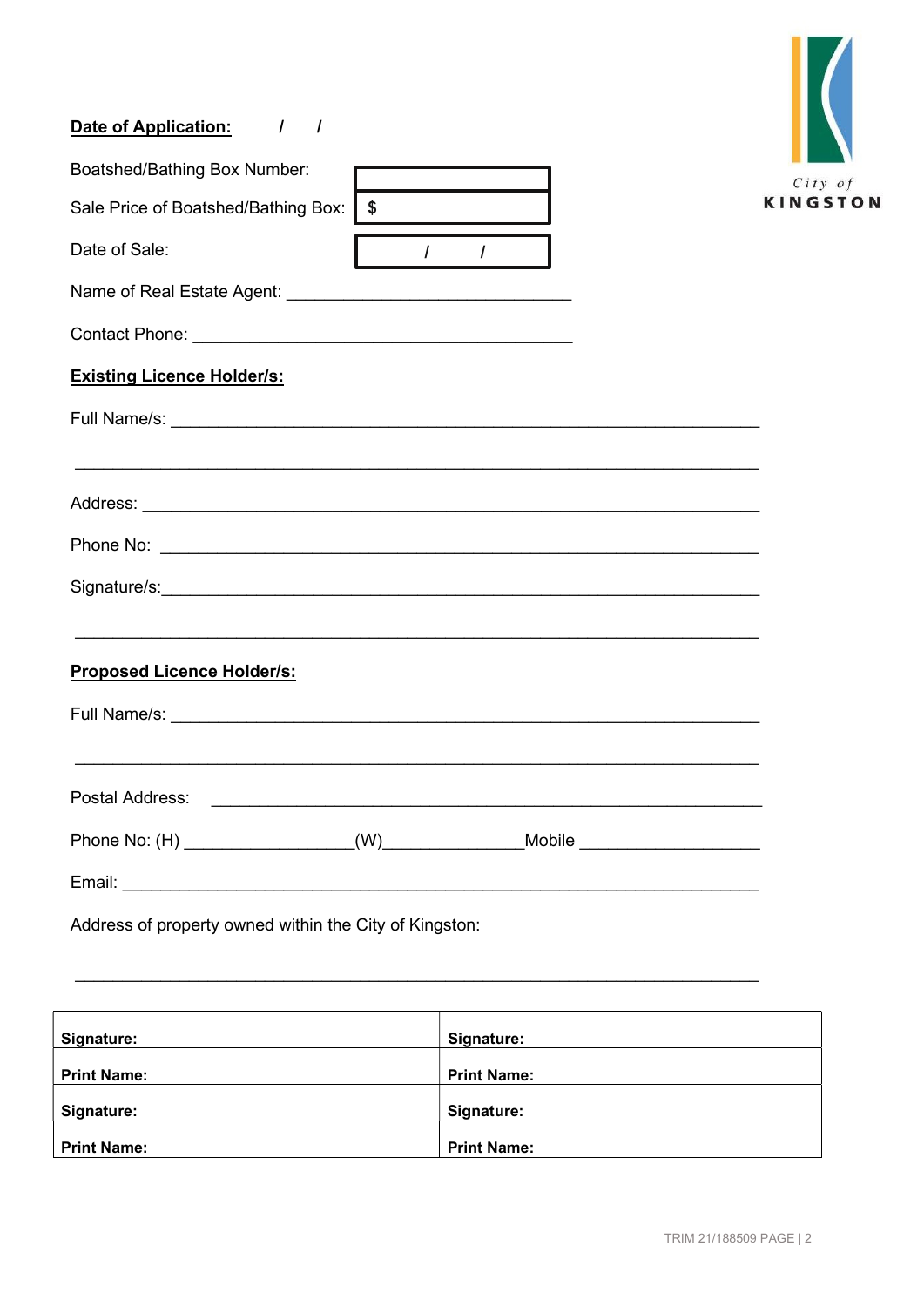**Date of Application:** / /

| | |
|---|---|
| Boatshed/Bathing Box Number: | |
| Sale Price of Boatshed/Bathing Box: | $ |
| Date of Sale: | / / |

Name of Real Estate Agent: ______________________________

Contact Phone: ________________________________________

**Existing Licence Holder/s:**

Full Name/s: ______________________________________________________________

______________________________________________________________

Address: ______________________________________________________________

Phone No: ______________________________________________________________

Signature/s: ______________________________________________________________

______________________________________________________________

**Proposed Licence Holder/s:**

Full Name/s: ______________________________________________________________

______________________________________________________________

Postal Address: ______________________________________________________________

Phone No: (H) __________________(W)_______________Mobile ___________________

Email: ______________________________________________________________

Address of property owned within the City of Kingston:

______________________________________________________________

| | |
|---|---|
| **Signature:** | **Signature:** |
| **Print Name:** | **Print Name:** |
| **Signature:** | **Signature:** |
| **Print Name:** | **Print Name:** |

TRIM 21/188509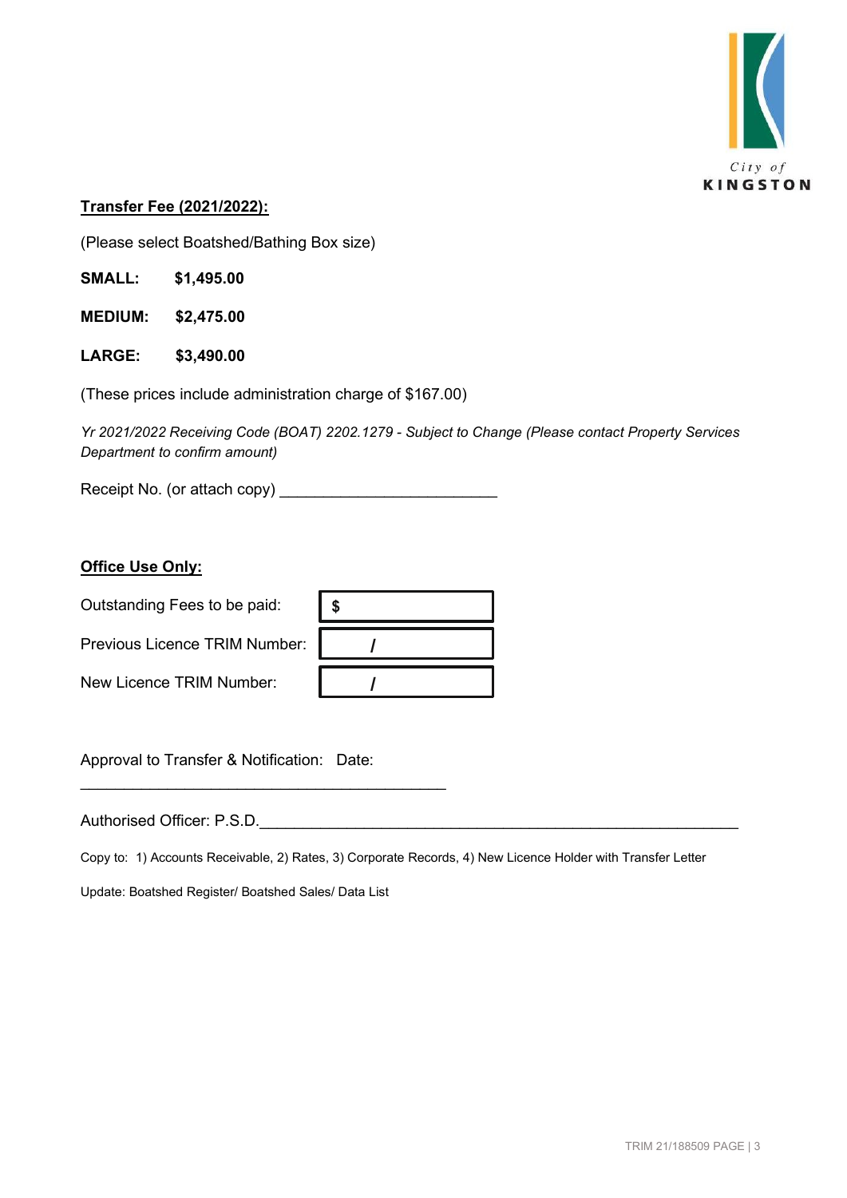**Transfer Fee (2021/2022):**

(Please select Boatshed/Bathing Box size)

**SMALL:** **$1,495.00**

**MEDIUM:** **$2,475.00**

**LARGE:** **$3,490.00**

(These prices include administration charge of $167.00)

*Yr 2021/2022 Receiving Code (BOAT) 2202.1279 - Subject to Change (Please contact Property Services Department to confirm amount)*

Receipt No. (or attach copy) ________________________

**Office Use Only:**

| | |
|---|---|
| Outstanding Fees to be paid: | **$** |
| Previous Licence TRIM Number: | **/** |
| New Licence TRIM Number: | **/** |

Approval to Transfer & Notification: Date: ________________________________________

Authorised Officer: P.S.D.____________________________________________________

Copy to: 1) Accounts Receivable, 2) Rates, 3) Corporate Records, 4) New Licence Holder with Transfer Letter

Update: Boatshed Register/ Boatshed Sales/ Data List